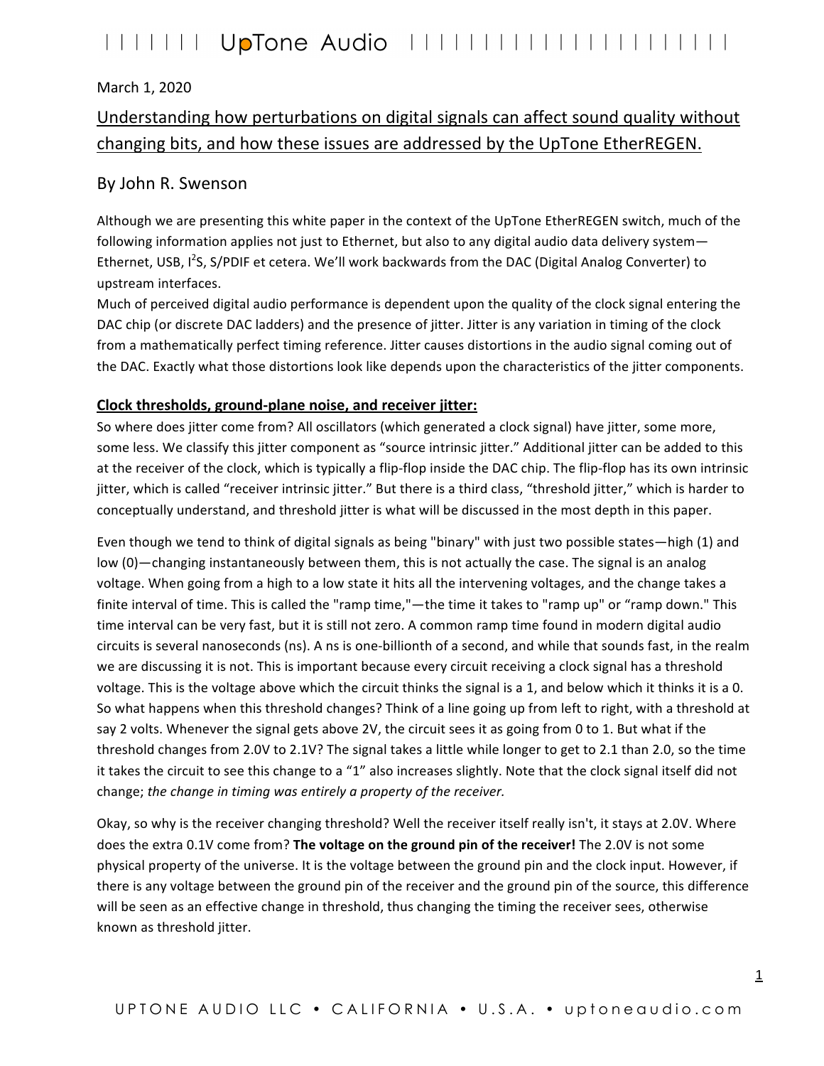March 1, 2020

# Understanding how perturbations on digital signals can affect sound quality without changing bits, and how these issues are addressed by the UpTone EtherREGEN.

## By John R. Swenson

Although we are presenting this white paper in the context of the UpTone EtherREGEN switch, much of the following information applies not just to Ethernet, but also to any digital audio data delivery system—Ethernet, USB, $I^2S$, S/PDIF et cetera. We'll work backwards from the DAC (Digital Analog Converter) to upstream interfaces.

Much of perceived digital audio performance is dependent upon the quality of the clock signal entering the DAC chip (or discrete DAC ladders) and the presence of jitter. Jitter is any variation in timing of the clock from a mathematically perfect timing reference. Jitter causes distortions in the audio signal coming out of the DAC. Exactly what those distortions look like depends upon the characteristics of the jitter components.

### Clock thresholds, ground-plane noise, and receiver jitter:

So where does jitter come from? All oscillators (which generated a clock signal) have jitter, some more, some less. We classify this jitter component as "source intrinsic jitter." Additional jitter can be added to this at the receiver of the clock, which is typically a flip-flop inside the DAC chip. The flip-flop has its own intrinsic jitter, which is called "receiver intrinsic jitter." But there is a third class, "threshold jitter," which is harder to conceptually understand, and threshold jitter is what will be discussed in the most depth in this paper.

Even though we tend to think of digital signals as being "binary" with just two possible states—high (1) and low (0)—changing instantaneously between them, this is not actually the case. The signal is an analog voltage. When going from a high to a low state it hits all the intervening voltages, and the change takes a finite interval of time. This is called the "ramp time,"—the time it takes to "ramp up" or "ramp down." This time interval can be very fast, but it is still not zero. A common ramp time found in modern digital audio circuits is several nanoseconds (ns). A ns is one-billionth of a second, and while that sounds fast, in the realm we are discussing it is not. This is important because every circuit receiving a clock signal has a threshold voltage. This is the voltage above which the circuit thinks the signal is a 1, and below which it thinks it is a 0. So what happens when this threshold changes? Think of a line going up from left to right, with a threshold at say 2 volts. Whenever the signal gets above 2V, the circuit sees it as going from 0 to 1. But what if the threshold changes from 2.0V to 2.1V? The signal takes a little while longer to get to 2.1 than 2.0, so the time it takes the circuit to see this change to a "1" also increases slightly. Note that the clock signal itself did not change; *the change in timing was entirely a property of the receiver.*

Okay, so why is the receiver changing threshold? Well the receiver itself really isn't, it stays at 2.0V. Where does the extra 0.1V come from? **The voltage on the ground pin of the receiver!** The 2.0V is not some physical property of the universe. It is the voltage between the ground pin and the clock input. However, if there is any voltage between the ground pin of the receiver and the ground pin of the source, this difference will be seen as an effective change in threshold, thus changing the timing the receiver sees, otherwise known as threshold jitter.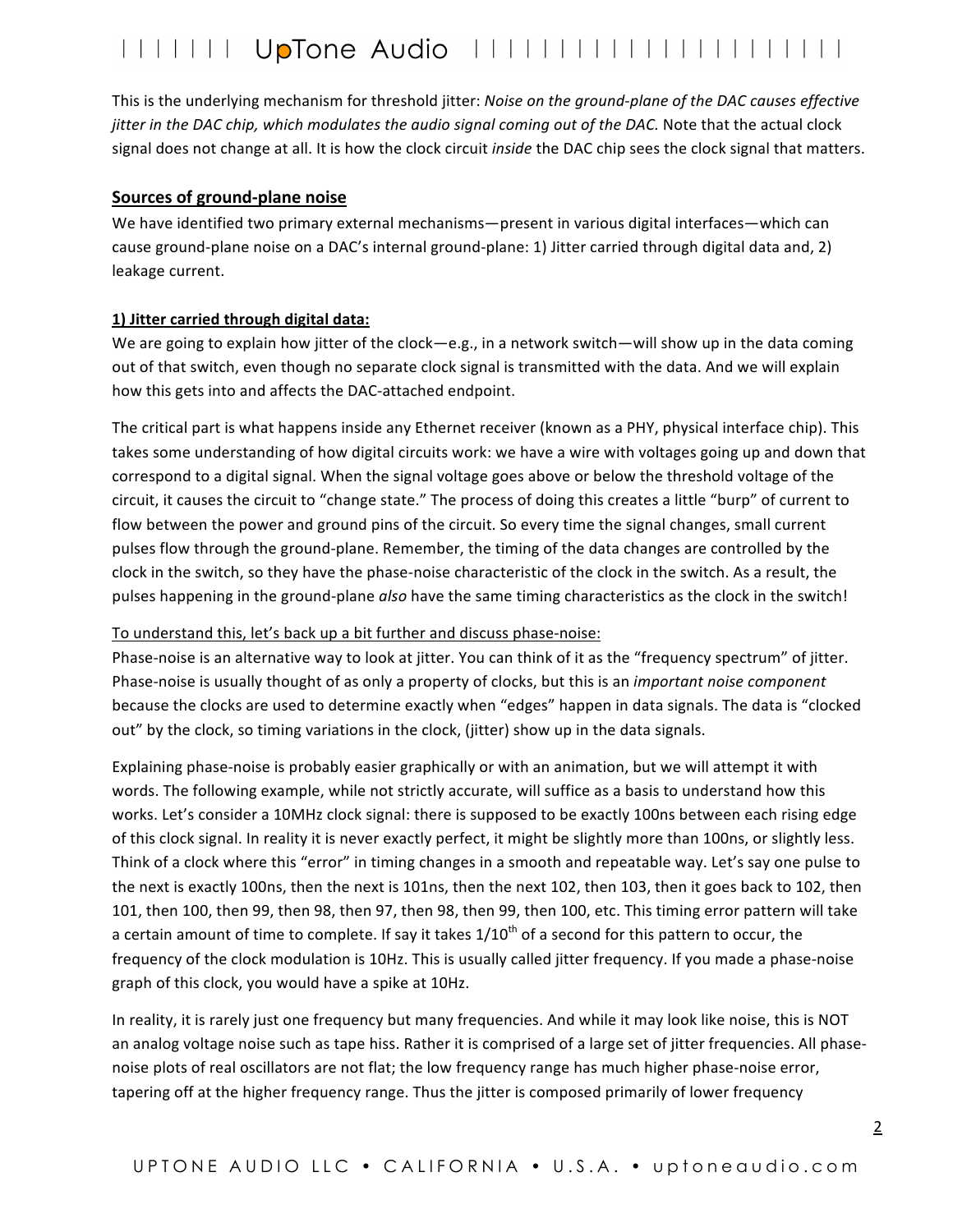This is the underlying mechanism for threshold jitter: *Noise on the ground-plane of the DAC causes effective jitter in the DAC chip, which modulates the audio signal coming out of the DAC.* Note that the actual clock signal does not change at all. It is how the clock circuit *inside* the DAC chip sees the clock signal that matters.

## Sources of ground-plane noise

We have identified two primary external mechanisms—present in various digital interfaces—which can cause ground-plane noise on a DAC's internal ground-plane: 1) Jitter carried through digital data and, 2) leakage current.

### 1) Jitter carried through digital data:

We are going to explain how jitter of the clock—e.g., in a network switch—will show up in the data coming out of that switch, even though no separate clock signal is transmitted with the data. And we will explain how this gets into and affects the DAC-attached endpoint.

The critical part is what happens inside any Ethernet receiver (known as a PHY, physical interface chip). This takes some understanding of how digital circuits work: we have a wire with voltages going up and down that correspond to a digital signal. When the signal voltage goes above or below the threshold voltage of the circuit, it causes the circuit to "change state." The process of doing this creates a little "burp" of current to flow between the power and ground pins of the circuit. So every time the signal changes, small current pulses flow through the ground-plane. Remember, the timing of the data changes are controlled by the clock in the switch, so they have the phase-noise characteristic of the clock in the switch. As a result, the pulses happening in the ground-plane *also* have the same timing characteristics as the clock in the switch!

To understand this, let's back up a bit further and discuss phase-noise:

Phase-noise is an alternative way to look at jitter. You can think of it as the "frequency spectrum" of jitter. Phase-noise is usually thought of as only a property of clocks, but this is an *important noise component* because the clocks are used to determine exactly when "edges" happen in data signals. The data is "clocked out" by the clock, so timing variations in the clock, (jitter) show up in the data signals.

Explaining phase-noise is probably easier graphically or with an animation, but we will attempt it with words. The following example, while not strictly accurate, will suffice as a basis to understand how this works. Let's consider a 10MHz clock signal: there is supposed to be exactly 100ns between each rising edge of this clock signal. In reality it is never exactly perfect, it might be slightly more than 100ns, or slightly less. Think of a clock where this "error" in timing changes in a smooth and repeatable way. Let's say one pulse to the next is exactly 100ns, then the next is 101ns, then the next 102, then 103, then it goes back to 102, then 101, then 100, then 99, then 98, then 97, then 98, then 99, then 100, etc. This timing error pattern will take a certain amount of time to complete. If say it takes 1/10$^{th}$ of a second for this pattern to occur, the frequency of the clock modulation is 10Hz. This is usually called jitter frequency. If you made a phase-noise graph of this clock, you would have a spike at 10Hz.

In reality, it is rarely just one frequency but many frequencies. And while it may look like noise, this is NOT an analog voltage noise such as tape hiss. Rather it is comprised of a large set of jitter frequencies. All phase-noise plots of real oscillators are not flat; the low frequency range has much higher phase-noise error, tapering off at the higher frequency range. Thus the jitter is composed primarily of lower frequency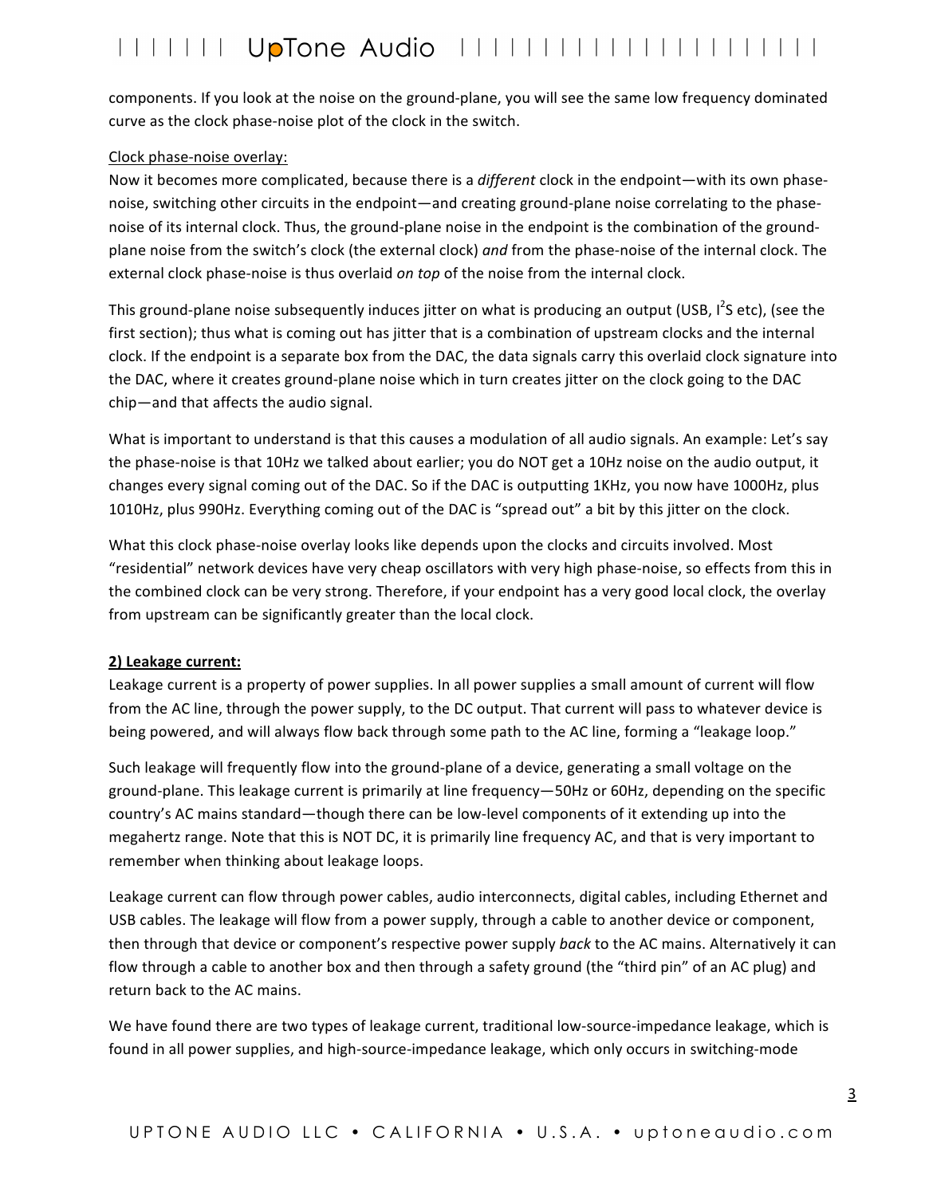components. If you look at the noise on the ground-plane, you will see the same low frequency dominated curve as the clock phase-noise plot of the clock in the switch.

Clock phase-noise overlay:

Now it becomes more complicated, because there is a *different* clock in the endpoint—with its own phase-noise, switching other circuits in the endpoint—and creating ground-plane noise correlating to the phase-noise of its internal clock. Thus, the ground-plane noise in the endpoint is the combination of the ground-plane noise from the switch's clock (the external clock) *and* from the phase-noise of the internal clock. The external clock phase-noise is thus overlaid *on top* of the noise from the internal clock.

This ground-plane noise subsequently induces jitter on what is producing an output (USB, $I^2S$ etc), (see the first section); thus what is coming out has jitter that is a combination of upstream clocks and the internal clock. If the endpoint is a separate box from the DAC, the data signals carry this overlaid clock signature into the DAC, where it creates ground-plane noise which in turn creates jitter on the clock going to the DAC chip—and that affects the audio signal.

What is important to understand is that this causes a modulation of all audio signals. An example: Let's say the phase-noise is that 10Hz we talked about earlier; you do NOT get a 10Hz noise on the audio output, it changes every signal coming out of the DAC. So if the DAC is outputting 1KHz, you now have 1000Hz, plus 1010Hz, plus 990Hz. Everything coming out of the DAC is "spread out" a bit by this jitter on the clock.

What this clock phase-noise overlay looks like depends upon the clocks and circuits involved. Most "residential" network devices have very cheap oscillators with very high phase-noise, so effects from this in the combined clock can be very strong. Therefore, if your endpoint has a very good local clock, the overlay from upstream can be significantly greater than the local clock.

**2) Leakage current:**

Leakage current is a property of power supplies. In all power supplies a small amount of current will flow from the AC line, through the power supply, to the DC output. That current will pass to whatever device is being powered, and will always flow back through some path to the AC line, forming a "leakage loop."

Such leakage will frequently flow into the ground-plane of a device, generating a small voltage on the ground-plane. This leakage current is primarily at line frequency—50Hz or 60Hz, depending on the specific country's AC mains standard—though there can be low-level components of it extending up into the megahertz range. Note that this is NOT DC, it is primarily line frequency AC, and that is very important to remember when thinking about leakage loops.

Leakage current can flow through power cables, audio interconnects, digital cables, including Ethernet and USB cables. The leakage will flow from a power supply, through a cable to another device or component, then through that device or component's respective power supply *back* to the AC mains. Alternatively it can flow through a cable to another box and then through a safety ground (the "third pin" of an AC plug) and return back to the AC mains.

We have found there are two types of leakage current, traditional low-source-impedance leakage, which is found in all power supplies, and high-source-impedance leakage, which only occurs in switching-mode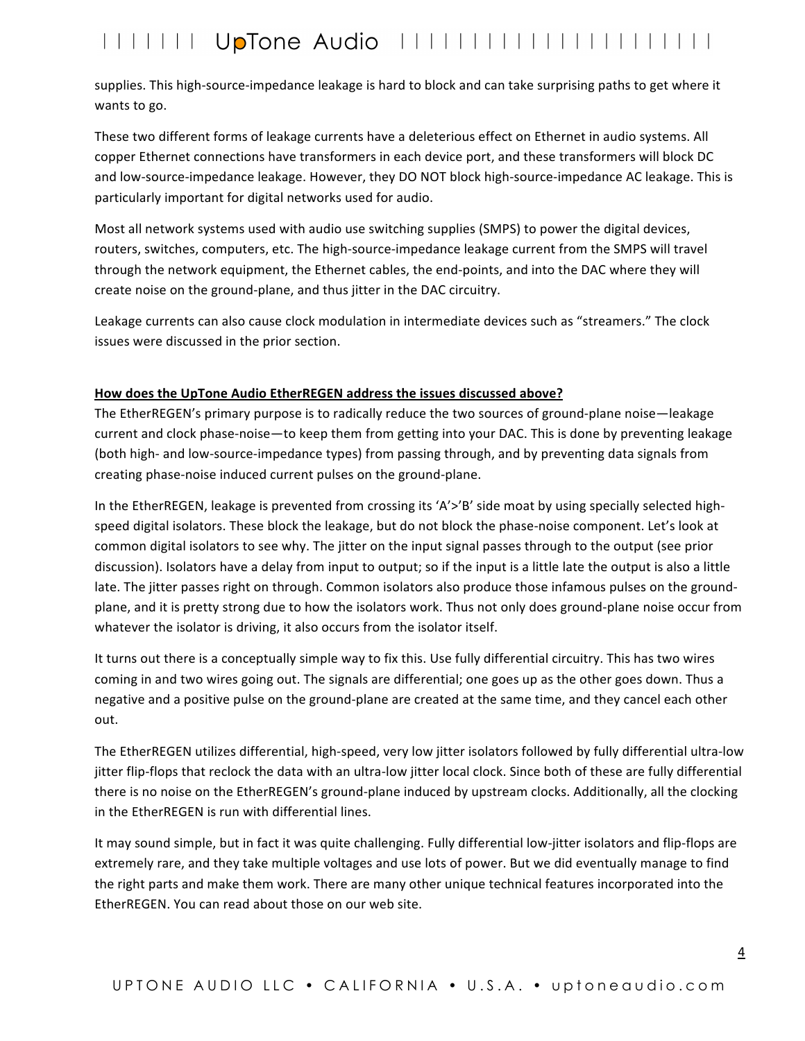supplies. This high-source-impedance leakage is hard to block and can take surprising paths to get where it wants to go.

These two different forms of leakage currents have a deleterious effect on Ethernet in audio systems. All copper Ethernet connections have transformers in each device port, and these transformers will block DC and low-source-impedance leakage. However, they DO NOT block high-source-impedance AC leakage. This is particularly important for digital networks used for audio.

Most all network systems used with audio use switching supplies (SMPS) to power the digital devices, routers, switches, computers, etc. The high-source-impedance leakage current from the SMPS will travel through the network equipment, the Ethernet cables, the end-points, and into the DAC where they will create noise on the ground-plane, and thus jitter in the DAC circuitry.

Leakage currents can also cause clock modulation in intermediate devices such as "streamers." The clock issues were discussed in the prior section.

**How does the UpTone Audio EtherREGEN address the issues discussed above?**

The EtherREGEN's primary purpose is to radically reduce the two sources of ground-plane noise—leakage current and clock phase-noise—to keep them from getting into your DAC. This is done by preventing leakage (both high- and low-source-impedance types) from passing through, and by preventing data signals from creating phase-noise induced current pulses on the ground-plane.

In the EtherREGEN, leakage is prevented from crossing its 'A'>'B' side moat by using specially selected high-speed digital isolators. These block the leakage, but do not block the phase-noise component. Let's look at common digital isolators to see why. The jitter on the input signal passes through to the output (see prior discussion). Isolators have a delay from input to output; so if the input is a little late the output is also a little late. The jitter passes right on through. Common isolators also produce those infamous pulses on the ground-plane, and it is pretty strong due to how the isolators work. Thus not only does ground-plane noise occur from whatever the isolator is driving, it also occurs from the isolator itself.

It turns out there is a conceptually simple way to fix this. Use fully differential circuitry. This has two wires coming in and two wires going out. The signals are differential; one goes up as the other goes down. Thus a negative and a positive pulse on the ground-plane are created at the same time, and they cancel each other out.

The EtherREGEN utilizes differential, high-speed, very low jitter isolators followed by fully differential ultra-low jitter flip-flops that reclock the data with an ultra-low jitter local clock. Since both of these are fully differential there is no noise on the EtherREGEN's ground-plane induced by upstream clocks. Additionally, all the clocking in the EtherREGEN is run with differential lines.

It may sound simple, but in fact it was quite challenging. Fully differential low-jitter isolators and flip-flops are extremely rare, and they take multiple voltages and use lots of power. But we did eventually manage to find the right parts and make them work. There are many other unique technical features incorporated into the EtherREGEN. You can read about those on our web site.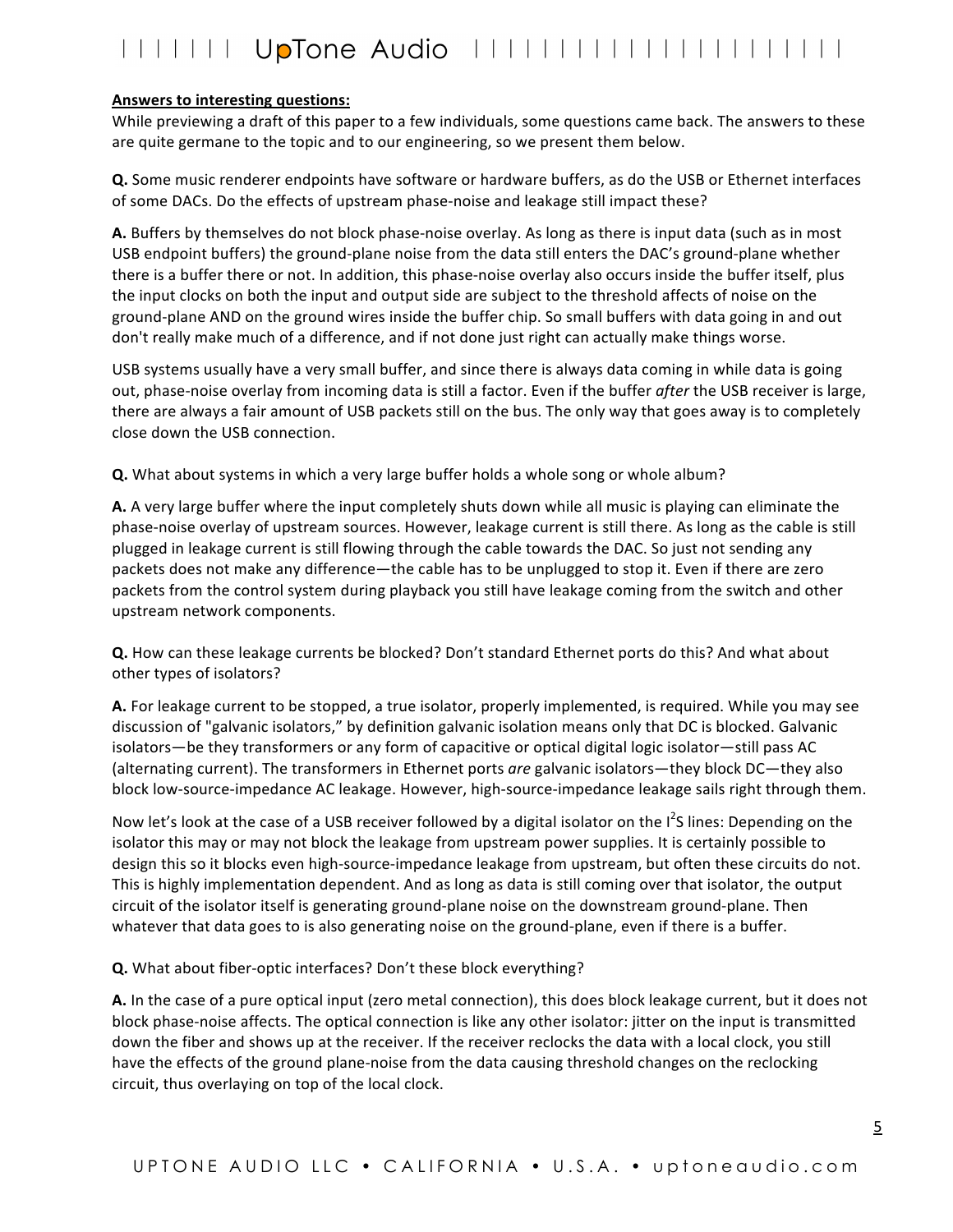**Answers to interesting questions:**

While previewing a draft of this paper to a few individuals, some questions came back. The answers to these are quite germane to the topic and to our engineering, so we present them below.

**Q.** Some music renderer endpoints have software or hardware buffers, as do the USB or Ethernet interfaces of some DACs. Do the effects of upstream phase-noise and leakage still impact these?

**A.** Buffers by themselves do not block phase-noise overlay. As long as there is input data (such as in most USB endpoint buffers) the ground-plane noise from the data still enters the DAC's ground-plane whether there is a buffer there or not. In addition, this phase-noise overlay also occurs inside the buffer itself, plus the input clocks on both the input and output side are subject to the threshold affects of noise on the ground-plane AND on the ground wires inside the buffer chip. So small buffers with data going in and out don't really make much of a difference, and if not done just right can actually make things worse.

USB systems usually have a very small buffer, and since there is always data coming in while data is going out, phase-noise overlay from incoming data is still a factor. Even if the buffer *after* the USB receiver is large, there are always a fair amount of USB packets still on the bus. The only way that goes away is to completely close down the USB connection.

**Q.** What about systems in which a very large buffer holds a whole song or whole album?

**A.** A very large buffer where the input completely shuts down while all music is playing can eliminate the phase-noise overlay of upstream sources. However, leakage current is still there. As long as the cable is still plugged in leakage current is still flowing through the cable towards the DAC. So just not sending any packets does not make any difference—the cable has to be unplugged to stop it. Even if there are zero packets from the control system during playback you still have leakage coming from the switch and other upstream network components.

**Q.** How can these leakage currents be blocked? Don't standard Ethernet ports do this? And what about other types of isolators?

**A.** For leakage current to be stopped, a true isolator, properly implemented, is required. While you may see discussion of "galvanic isolators," by definition galvanic isolation means only that DC is blocked. Galvanic isolators—be they transformers or any form of capacitive or optical digital logic isolator—still pass AC (alternating current). The transformers in Ethernet ports *are* galvanic isolators—they block DC—they also block low-source-impedance AC leakage. However, high-source-impedance leakage sails right through them.

Now let's look at the case of a USB receiver followed by a digital isolator on the $I^2S$ lines: Depending on the isolator this may or may not block the leakage from upstream power supplies. It is certainly possible to design this so it blocks even high-source-impedance leakage from upstream, but often these circuits do not. This is highly implementation dependent. And as long as data is still coming over that isolator, the output circuit of the isolator itself is generating ground-plane noise on the downstream ground-plane. Then whatever that data goes to is also generating noise on the ground-plane, even if there is a buffer.

**Q.** What about fiber-optic interfaces? Don't these block everything?

**A.** In the case of a pure optical input (zero metal connection), this does block leakage current, but it does not block phase-noise affects. The optical connection is like any other isolator: jitter on the input is transmitted down the fiber and shows up at the receiver. If the receiver reclocks the data with a local clock, you still have the effects of the ground plane-noise from the data causing threshold changes on the reclocking circuit, thus overlaying on top of the local clock.